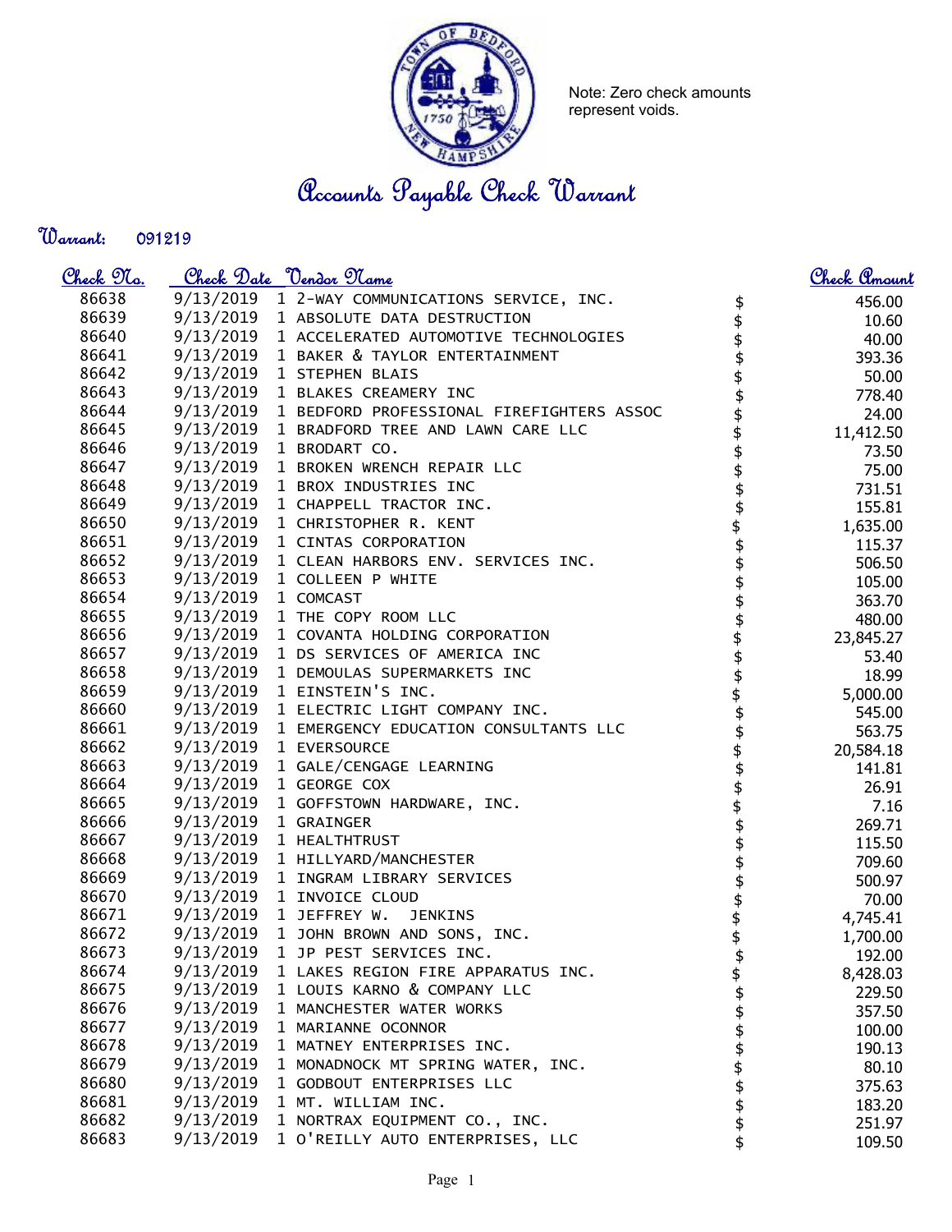Note: Zero check amounts represent voids.

# Accounts Payable Check Warrant

**Warrant:** 091219

| Check No. | Check Date | Vendor Name | | Check Amount |
|---|---|---|---|---|
| 86638 | 9/13/2019 | 1 2-WAY COMMUNICATIONS SERVICE, INC. | $ | 456.00 |
| 86639 | 9/13/2019 | 1 ABSOLUTE DATA DESTRUCTION | $ | 10.60 |
| 86640 | 9/13/2019 | 1 ACCELERATED AUTOMOTIVE TECHNOLOGIES | $ | 40.00 |
| 86641 | 9/13/2019 | 1 BAKER & TAYLOR ENTERTAINMENT | $ | 393.36 |
| 86642 | 9/13/2019 | 1 STEPHEN BLAIS | $ | 50.00 |
| 86643 | 9/13/2019 | 1 BLAKES CREAMERY INC | $ | 778.40 |
| 86644 | 9/13/2019 | 1 BEDFORD PROFESSIONAL FIREFIGHTERS ASSOC | $ | 24.00 |
| 86645 | 9/13/2019 | 1 BRADFORD TREE AND LAWN CARE LLC | $ | 11,412.50 |
| 86646 | 9/13/2019 | 1 BRODART CO. | $ | 73.50 |
| 86647 | 9/13/2019 | 1 BROKEN WRENCH REPAIR LLC | $ | 75.00 |
| 86648 | 9/13/2019 | 1 BROX INDUSTRIES INC | $ | 731.51 |
| 86649 | 9/13/2019 | 1 CHAPPELL TRACTOR INC. | $ | 155.81 |
| 86650 | 9/13/2019 | 1 CHRISTOPHER R. KENT | $ | 1,635.00 |
| 86651 | 9/13/2019 | 1 CINTAS CORPORATION | $ | 115.37 |
| 86652 | 9/13/2019 | 1 CLEAN HARBORS ENV. SERVICES INC. | $ | 506.50 |
| 86653 | 9/13/2019 | 1 COLLEEN P WHITE | $ | 105.00 |
| 86654 | 9/13/2019 | 1 COMCAST | $ | 363.70 |
| 86655 | 9/13/2019 | 1 THE COPY ROOM LLC | $ | 480.00 |
| 86656 | 9/13/2019 | 1 COVANTA HOLDING CORPORATION | $ | 23,845.27 |
| 86657 | 9/13/2019 | 1 DS SERVICES OF AMERICA INC | $ | 53.40 |
| 86658 | 9/13/2019 | 1 DEMOULAS SUPERMARKETS INC | $ | 18.99 |
| 86659 | 9/13/2019 | 1 EINSTEIN'S INC. | $ | 5,000.00 |
| 86660 | 9/13/2019 | 1 ELECTRIC LIGHT COMPANY INC. | $ | 545.00 |
| 86661 | 9/13/2019 | 1 EMERGENCY EDUCATION CONSULTANTS LLC | $ | 563.75 |
| 86662 | 9/13/2019 | 1 EVERSOURCE | $ | 20,584.18 |
| 86663 | 9/13/2019 | 1 GALE/CENGAGE LEARNING | $ | 141.81 |
| 86664 | 9/13/2019 | 1 GEORGE COX | $ | 26.91 |
| 86665 | 9/13/2019 | 1 GOFFSTOWN HARDWARE, INC. | $ | 7.16 |
| 86666 | 9/13/2019 | 1 GRAINGER | $ | 269.71 |
| 86667 | 9/13/2019 | 1 HEALTHTRUST | $ | 115.50 |
| 86668 | 9/13/2019 | 1 HILLYARD/MANCHESTER | $ | 709.60 |
| 86669 | 9/13/2019 | 1 INGRAM LIBRARY SERVICES | $ | 500.97 |
| 86670 | 9/13/2019 | 1 INVOICE CLOUD | $ | 70.00 |
| 86671 | 9/13/2019 | 1 JEFFREY W. JENKINS | $ | 4,745.41 |
| 86672 | 9/13/2019 | 1 JOHN BROWN AND SONS, INC. | $ | 1,700.00 |
| 86673 | 9/13/2019 | 1 JP PEST SERVICES INC. | $ | 192.00 |
| 86674 | 9/13/2019 | 1 LAKES REGION FIRE APPARATUS INC. | $ | 8,428.03 |
| 86675 | 9/13/2019 | 1 LOUIS KARNO & COMPANY LLC | $ | 229.50 |
| 86676 | 9/13/2019 | 1 MANCHESTER WATER WORKS | $ | 357.50 |
| 86677 | 9/13/2019 | 1 MARIANNE OCONNOR | $ | 100.00 |
| 86678 | 9/13/2019 | 1 MATNEY ENTERPRISES INC. | $ | 190.13 |
| 86679 | 9/13/2019 | 1 MONADNOCK MT SPRING WATER, INC. | $ | 80.10 |
| 86680 | 9/13/2019 | 1 GODBOUT ENTERPRISES LLC | $ | 375.63 |
| 86681 | 9/13/2019 | 1 MT. WILLIAM INC. | $ | 183.20 |
| 86682 | 9/13/2019 | 1 NORTRAX EQUIPMENT CO., INC. | $ | 251.97 |
| 86683 | 9/13/2019 | 1 O'REILLY AUTO ENTERPRISES, LLC | $ | 109.50 |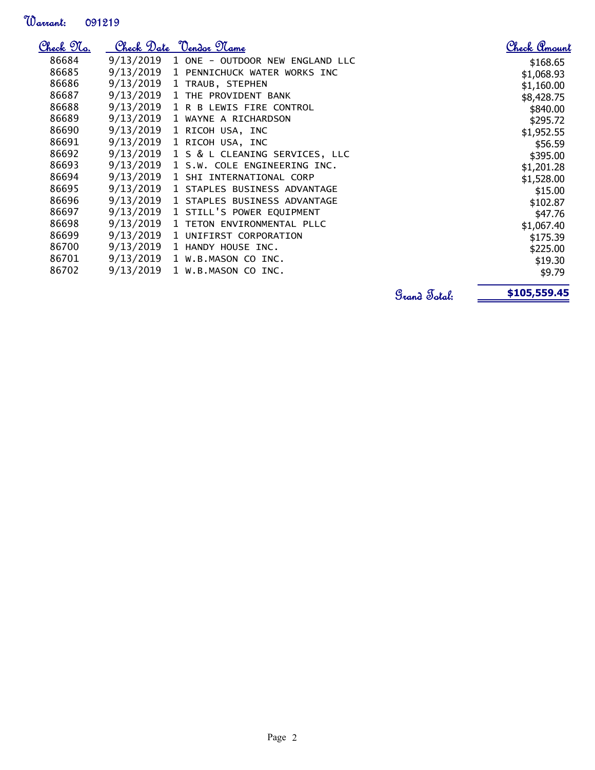Warrant: 091219

| Check No. | Check Date | Vendor Name | Check Amount |
|---|---|---|---|
| 86684 | 9/13/2019 | 1 ONE - OUTDOOR NEW ENGLAND LLC | $168.65 |
| 86685 | 9/13/2019 | 1 PENNICHUCK WATER WORKS INC | $1,068.93 |
| 86686 | 9/13/2019 | 1 TRAUB, STEPHEN | $1,160.00 |
| 86687 | 9/13/2019 | 1 THE PROVIDENT BANK | $8,428.75 |
| 86688 | 9/13/2019 | 1 R B LEWIS FIRE CONTROL | $840.00 |
| 86689 | 9/13/2019 | 1 WAYNE A RICHARDSON | $295.72 |
| 86690 | 9/13/2019 | 1 RICOH USA, INC | $1,952.55 |
| 86691 | 9/13/2019 | 1 RICOH USA, INC | $56.59 |
| 86692 | 9/13/2019 | 1 S & L CLEANING SERVICES, LLC | $395.00 |
| 86693 | 9/13/2019 | 1 S.W. COLE ENGINEERING INC. | $1,201.28 |
| 86694 | 9/13/2019 | 1 SHI INTERNATIONAL CORP | $1,528.00 |
| 86695 | 9/13/2019 | 1 STAPLES BUSINESS ADVANTAGE | $15.00 |
| 86696 | 9/13/2019 | 1 STAPLES BUSINESS ADVANTAGE | $102.87 |
| 86697 | 9/13/2019 | 1 STILL'S POWER EQUIPMENT | $47.76 |
| 86698 | 9/13/2019 | 1 TETON ENVIRONMENTAL PLLC | $1,067.40 |
| 86699 | 9/13/2019 | 1 UNIFIRST CORPORATION | $175.39 |
| 86700 | 9/13/2019 | 1 HANDY HOUSE INC. | $225.00 |
| 86701 | 9/13/2019 | 1 W.B.MASON CO INC. | $19.30 |
| 86702 | 9/13/2019 | 1 W.B.MASON CO INC. | $9.79 |
| | | Grand Total: | **$105,559.45** |